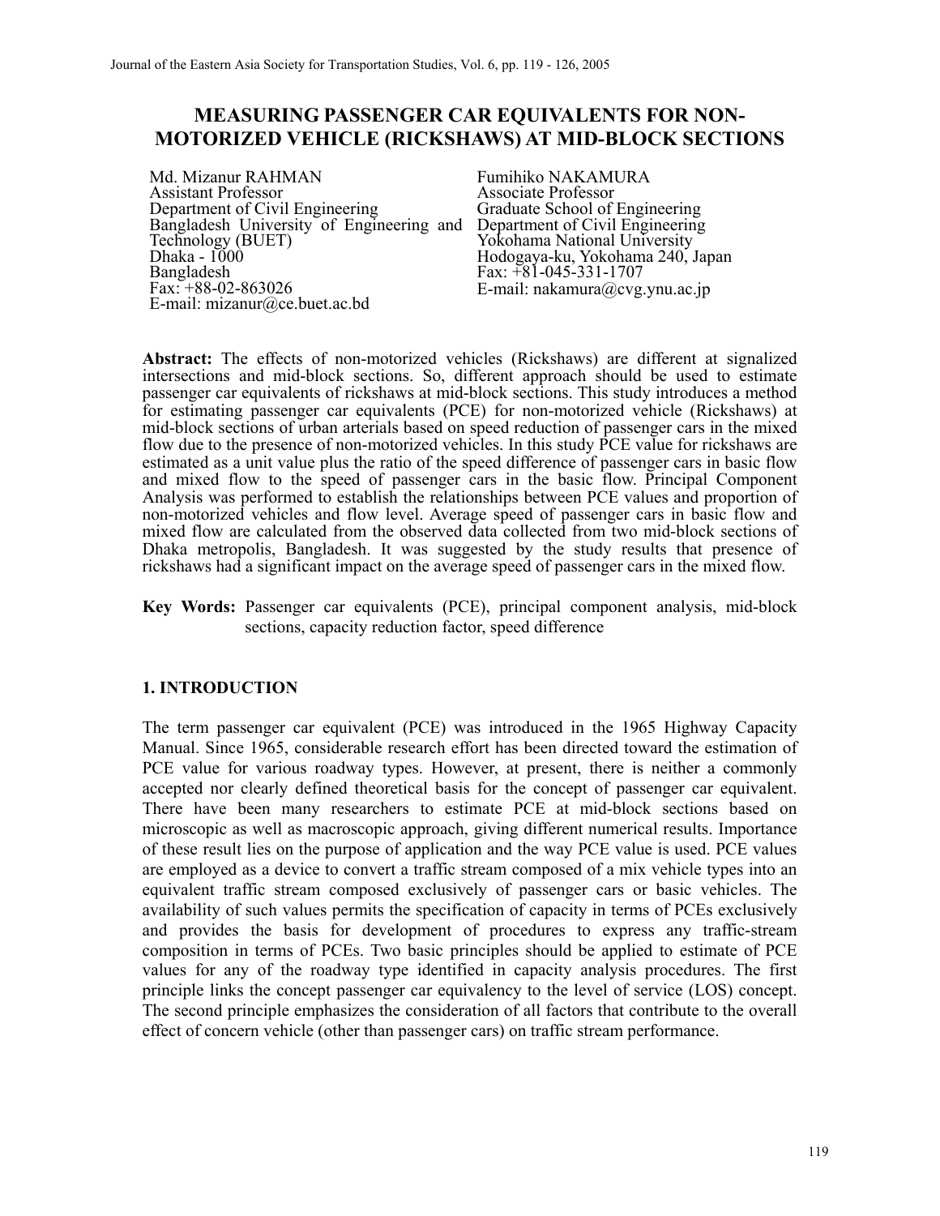# MEASURING PASSENGER CAR EQUIVALENTS FOR NON-MOTORIZED VEHICLE (RICKSHAWS) AT MID-BLOCK SECTIONS

Md. Mizanur RAHMAN
Assistant Professor
Department of Civil Engineering
Bangladesh University of Engineering and Technology (BUET)
Dhaka - 1000
Bangladesh
Fax: +88-02-863026
E-mail: mizanur@ce.buet.ac.bd

Fumihiko NAKAMURA
Associate Professor
Graduate School of Engineering
Department of Civil Engineering
Yokohama National University
Hodogaya-ku, Yokohama 240, Japan
Fax: +81-045-331-1707
E-mail: nakamura@cvg.ynu.ac.jp

**Abstract:** The effects of non-motorized vehicles (Rickshaws) are different at signalized intersections and mid-block sections. So, different approach should be used to estimate passenger car equivalents of rickshaws at mid-block sections. This study introduces a method for estimating passenger car equivalents (PCE) for non-motorized vehicle (Rickshaws) at mid-block sections of urban arterials based on speed reduction of passenger cars in the mixed flow due to the presence of non-motorized vehicles. In this study PCE value for rickshaws are estimated as a unit value plus the ratio of the speed difference of passenger cars in basic flow and mixed flow to the speed of passenger cars in the basic flow. Principal Component Analysis was performed to establish the relationships between PCE values and proportion of non-motorized vehicles and flow level. Average speed of passenger cars in basic flow and mixed flow are calculated from the observed data collected from two mid-block sections of Dhaka metropolis, Bangladesh. It was suggested by the study results that presence of rickshaws had a significant impact on the average speed of passenger cars in the mixed flow.

**Key Words:** Passenger car equivalents (PCE), principal component analysis, mid-block sections, capacity reduction factor, speed difference

## 1. INTRODUCTION

The term passenger car equivalent (PCE) was introduced in the 1965 Highway Capacity Manual. Since 1965, considerable research effort has been directed toward the estimation of PCE value for various roadway types. However, at present, there is neither a commonly accepted nor clearly defined theoretical basis for the concept of passenger car equivalent. There have been many researchers to estimate PCE at mid-block sections based on microscopic as well as macroscopic approach, giving different numerical results. Importance of these result lies on the purpose of application and the way PCE value is used. PCE values are employed as a device to convert a traffic stream composed of a mix vehicle types into an equivalent traffic stream composed exclusively of passenger cars or basic vehicles. The availability of such values permits the specification of capacity in terms of PCEs exclusively and provides the basis for development of procedures to express any traffic-stream composition in terms of PCEs. Two basic principles should be applied to estimate of PCE values for any of the roadway type identified in capacity analysis procedures. The first principle links the concept passenger car equivalency to the level of service (LOS) concept. The second principle emphasizes the consideration of all factors that contribute to the overall effect of concern vehicle (other than passenger cars) on traffic stream performance.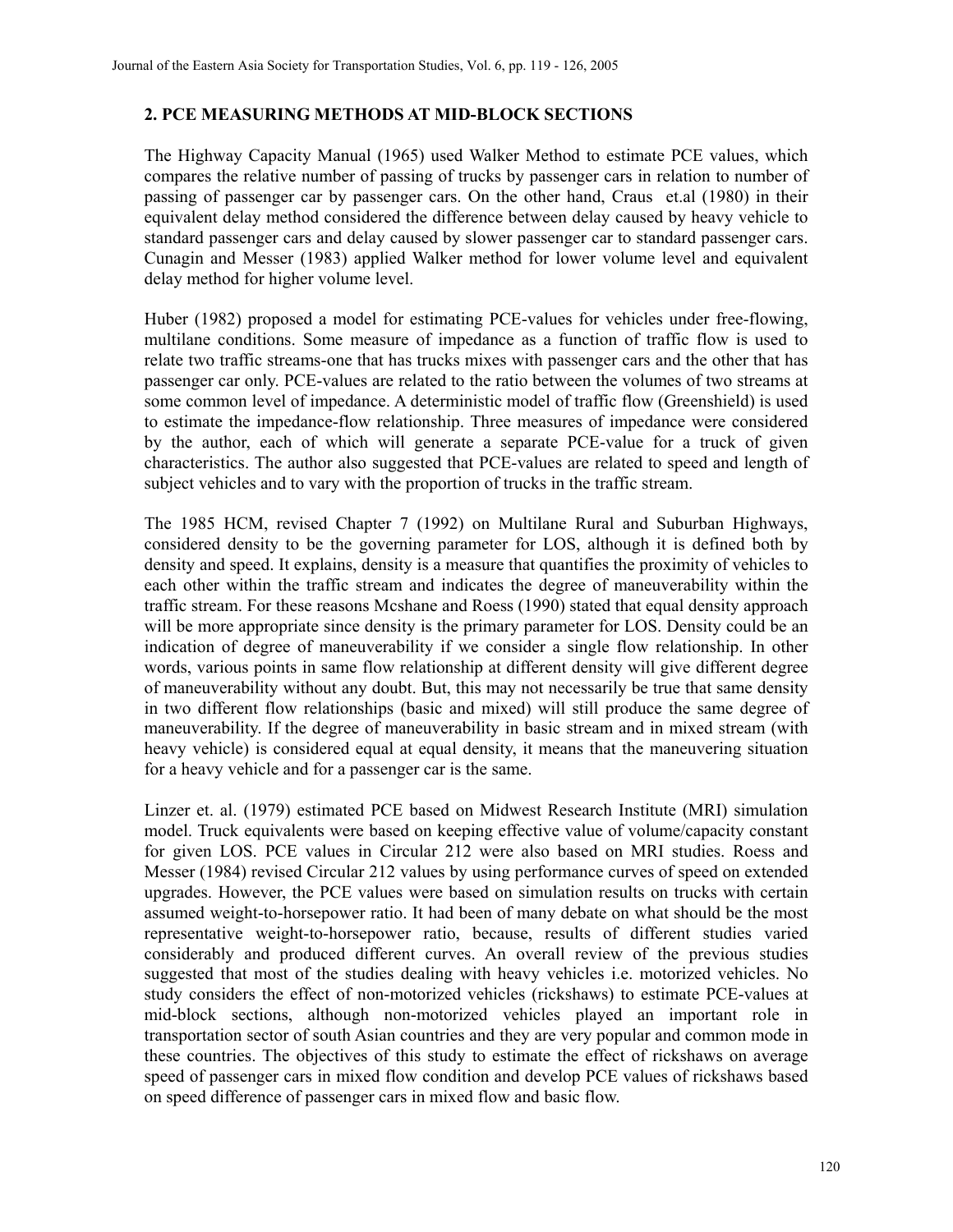## 2. PCE MEASURING METHODS AT MID-BLOCK SECTIONS

The Highway Capacity Manual (1965) used Walker Method to estimate PCE values, which compares the relative number of passing of trucks by passenger cars in relation to number of passing of passenger car by passenger cars. On the other hand, Craus et.al (1980) in their equivalent delay method considered the difference between delay caused by heavy vehicle to standard passenger cars and delay caused by slower passenger car to standard passenger cars. Cunagin and Messer (1983) applied Walker method for lower volume level and equivalent delay method for higher volume level.

Huber (1982) proposed a model for estimating PCE-values for vehicles under free-flowing, multilane conditions. Some measure of impedance as a function of traffic flow is used to relate two traffic streams-one that has trucks mixes with passenger cars and the other that has passenger car only. PCE-values are related to the ratio between the volumes of two streams at some common level of impedance. A deterministic model of traffic flow (Greenshield) is used to estimate the impedance-flow relationship. Three measures of impedance were considered by the author, each of which will generate a separate PCE-value for a truck of given characteristics. The author also suggested that PCE-values are related to speed and length of subject vehicles and to vary with the proportion of trucks in the traffic stream.

The 1985 HCM, revised Chapter 7 (1992) on Multilane Rural and Suburban Highways, considered density to be the governing parameter for LOS, although it is defined both by density and speed. It explains, density is a measure that quantifies the proximity of vehicles to each other within the traffic stream and indicates the degree of maneuverability within the traffic stream. For these reasons Mcshane and Roess (1990) stated that equal density approach will be more appropriate since density is the primary parameter for LOS. Density could be an indication of degree of maneuverability if we consider a single flow relationship. In other words, various points in same flow relationship at different density will give different degree of maneuverability without any doubt. But, this may not necessarily be true that same density in two different flow relationships (basic and mixed) will still produce the same degree of maneuverability. If the degree of maneuverability in basic stream and in mixed stream (with heavy vehicle) is considered equal at equal density, it means that the maneuvering situation for a heavy vehicle and for a passenger car is the same.

Linzer et. al. (1979) estimated PCE based on Midwest Research Institute (MRI) simulation model. Truck equivalents were based on keeping effective value of volume/capacity constant for given LOS. PCE values in Circular 212 were also based on MRI studies. Roess and Messer (1984) revised Circular 212 values by using performance curves of speed on extended upgrades. However, the PCE values were based on simulation results on trucks with certain assumed weight-to-horsepower ratio. It had been of many debate on what should be the most representative weight-to-horsepower ratio, because, results of different studies varied considerably and produced different curves. An overall review of the previous studies suggested that most of the studies dealing with heavy vehicles i.e. motorized vehicles. No study considers the effect of non-motorized vehicles (rickshaws) to estimate PCE-values at mid-block sections, although non-motorized vehicles played an important role in transportation sector of south Asian countries and they are very popular and common mode in these countries. The objectives of this study to estimate the effect of rickshaws on average speed of passenger cars in mixed flow condition and develop PCE values of rickshaws based on speed difference of passenger cars in mixed flow and basic flow.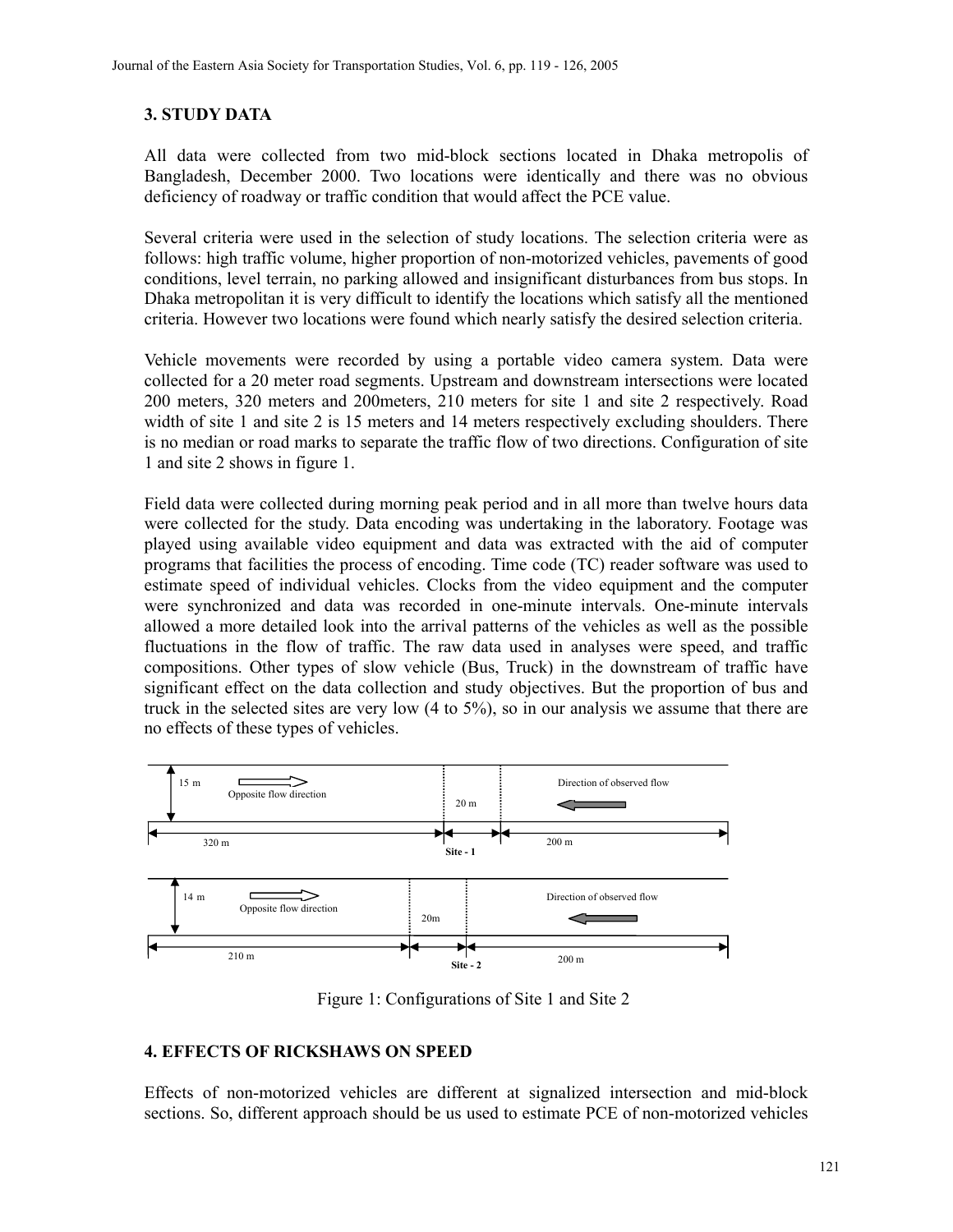## 3. STUDY DATA

All data were collected from two mid-block sections located in Dhaka metropolis of Bangladesh, December 2000. Two locations were identically and there was no obvious deficiency of roadway or traffic condition that would affect the PCE value.

Several criteria were used in the selection of study locations. The selection criteria were as follows: high traffic volume, higher proportion of non-motorized vehicles, pavements of good conditions, level terrain, no parking allowed and insignificant disturbances from bus stops. In Dhaka metropolitan it is very difficult to identify the locations which satisfy all the mentioned criteria. However two locations were found which nearly satisfy the desired selection criteria.

Vehicle movements were recorded by using a portable video camera system. Data were collected for a 20 meter road segments. Upstream and downstream intersections were located 200 meters, 320 meters and 200meters, 210 meters for site 1 and site 2 respectively. Road width of site 1 and site 2 is 15 meters and 14 meters respectively excluding shoulders. There is no median or road marks to separate the traffic flow of two directions. Configuration of site 1 and site 2 shows in figure 1.

Field data were collected during morning peak period and in all more than twelve hours data were collected for the study. Data encoding was undertaking in the laboratory. Footage was played using available video equipment and data was extracted with the aid of computer programs that facilities the process of encoding. Time code (TC) reader software was used to estimate speed of individual vehicles. Clocks from the video equipment and the computer were synchronized and data was recorded in one-minute intervals. One-minute intervals allowed a more detailed look into the arrival patterns of the vehicles as well as the possible fluctuations in the flow of traffic. The raw data used in analyses were speed, and traffic compositions. Other types of slow vehicle (Bus, Truck) in the downstream of traffic have significant effect on the data collection and study objectives. But the proportion of bus and truck in the selected sites are very low (4 to 5%), so in our analysis we assume that there are no effects of these types of vehicles.

Figure 1: Configurations of Site 1 and Site 2

## 4. EFFECTS OF RICKSHAWS ON SPEED

Effects of non-motorized vehicles are different at signalized intersection and mid-block sections. So, different approach should be us used to estimate PCE of non-motorized vehicles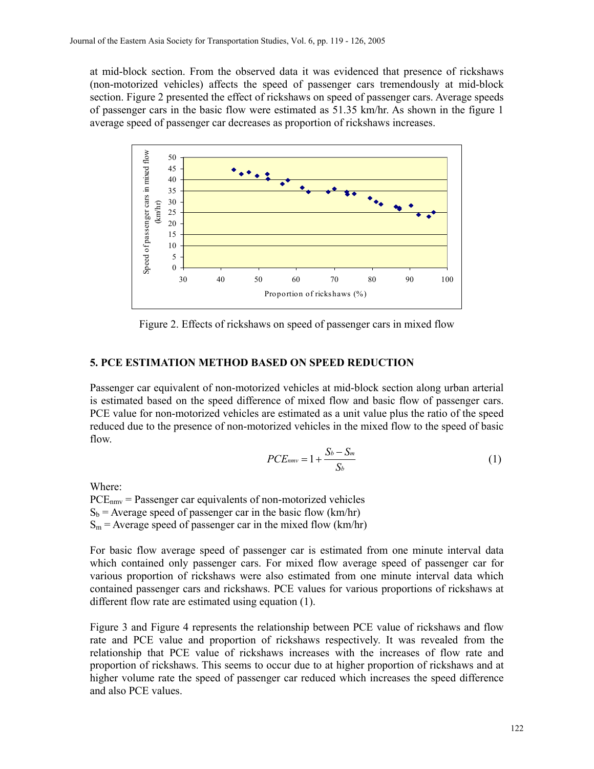at mid-block section. From the observed data it was evidenced that presence of rickshaws (non-motorized vehicles) affects the speed of passenger cars tremendously at mid-block section. Figure 2 presented the effect of rickshaws on speed of passenger cars. Average speeds of passenger cars in the basic flow were estimated as 51.35 km/hr. As shown in the figure 1 average speed of passenger car decreases as proportion of rickshaws increases.

Figure 2. Effects of rickshaws on speed of passenger cars in mixed flow

## 5. PCE ESTIMATION METHOD BASED ON SPEED REDUCTION

Passenger car equivalent of non-motorized vehicles at mid-block section along urban arterial is estimated based on the speed difference of mixed flow and basic flow of passenger cars. PCE value for non-motorized vehicles are estimated as a unit value plus the ratio of the speed reduced due to the presence of non-motorized vehicles in the mixed flow to the speed of basic flow.

$$PCE_{nmv} = 1 + \frac{S_b - S_m}{S_b} \tag{1}$$

Where:
$PCE_{nmv}$ = Passenger car equivalents of non-motorized vehicles
$S_b$ = Average speed of passenger car in the basic flow (km/hr)
$S_m$ = Average speed of passenger car in the mixed flow (km/hr)

For basic flow average speed of passenger car is estimated from one minute interval data which contained only passenger cars. For mixed flow average speed of passenger car for various proportion of rickshaws were also estimated from one minute interval data which contained passenger cars and rickshaws. PCE values for various proportions of rickshaws at different flow rate are estimated using equation (1).

Figure 3 and Figure 4 represents the relationship between PCE value of rickshaws and flow rate and PCE value and proportion of rickshaws respectively. It was revealed from the relationship that PCE value of rickshaws increases with the increases of flow rate and proportion of rickshaws. This seems to occur due to at higher proportion of rickshaws and at higher volume rate the speed of passenger car reduced which increases the speed difference and also PCE values.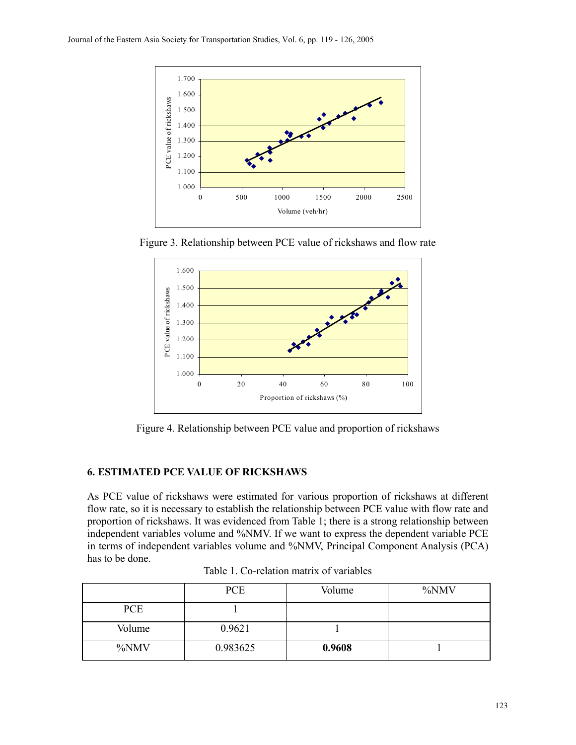Figure 3. Relationship between PCE value of rickshaws and flow rate

Figure 4. Relationship between PCE value and proportion of rickshaws

## 6. ESTIMATED PCE VALUE OF RICKSHAWS

As PCE value of rickshaws were estimated for various proportion of rickshaws at different flow rate, so it is necessary to establish the relationship between PCE value with flow rate and proportion of rickshaws. It was evidenced from Table 1; there is a strong relationship between independent variables volume and %NMV. If we want to express the dependent variable PCE in terms of independent variables volume and %NMV, Principal Component Analysis (PCA) has to be done.

Table 1. Co-relation matrix of variables

| | PCE | Volume | %NMV |
|---|---|---|---|
| PCE | 1 | | |
| Volume | 0.9621 | 1 | |
| %NMV | 0.983625 | **0.9608** | 1 |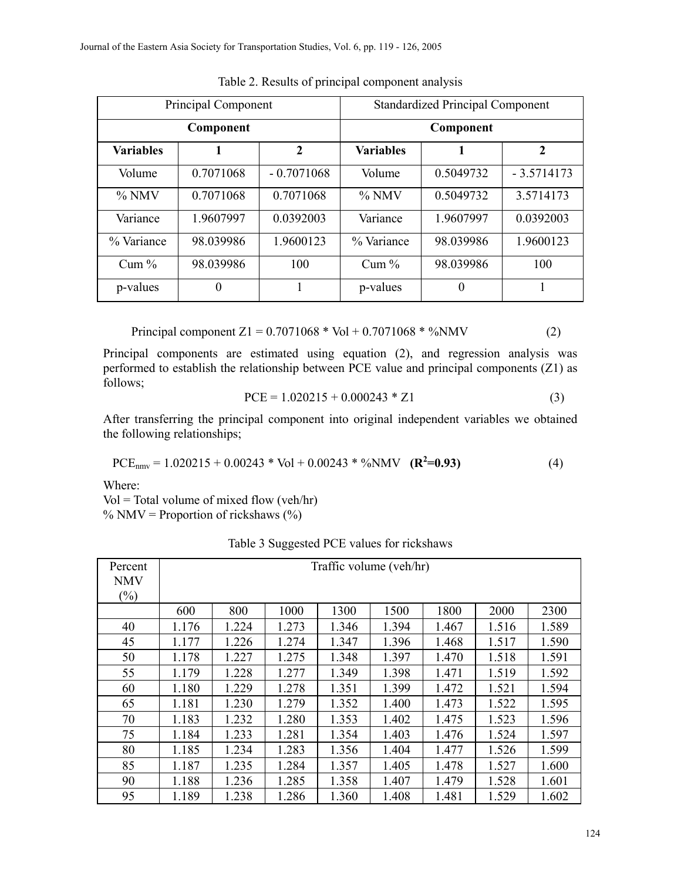Table 2. Results of principal component analysis

| Principal Component | | | Standardized Principal Component | | |
|---|---|---|---|---|---|
| **Component** | | | **Component** | | |
| **Variables** | **1** | **2** | **Variables** | **1** | **2** |
| Volume | 0.7071068 | - 0.7071068 | Volume | 0.5049732 | - 3.5714173 |
| % NMV | 0.7071068 | 0.7071068 | % NMV | 0.5049732 | 3.5714173 |
| Variance | 1.9607997 | 0.0392003 | Variance | 1.9607997 | 0.0392003 |
| % Variance | 98.039986 | 1.9600123 | % Variance | 98.039986 | 1.9600123 |
| Cum % | 98.039986 | 100 | Cum % | 98.039986 | 100 |
| p-values | 0 | 1 | p-values | 0 | 1 |

$$\text{Principal component } Z1 = 0.7071068 * \text{Vol} + 0.7071068 * \%\text{NMV} \quad (2)$$

Principal components are estimated using equation (2), and regression analysis was performed to establish the relationship between PCE value and principal components (Z1) as follows;

$$\text{PCE} = 1.020215 + 0.000243 * Z1 \quad (3)$$

After transferring the principal component into original independent variables we obtained the following relationships;

$$\text{PCE}_{nmv} = 1.020215 + 0.00243 * \text{Vol} + 0.00243 * \%\text{NMV} \quad \mathbf{(R^2=0.93)} \quad (4)$$

Where:
Vol = Total volume of mixed flow (veh/hr)
% NMV = Proportion of rickshaws (%)

Table 3 Suggested PCE values for rickshaws

| Percent NMV (%) | Traffic volume (veh/hr) | | | | | | | |
|---|---|---|---|---|---|---|---|---|
| | 600 | 800 | 1000 | 1300 | 1500 | 1800 | 2000 | 2300 |
| 40 | 1.176 | 1.224 | 1.273 | 1.346 | 1.394 | 1.467 | 1.516 | 1.589 |
| 45 | 1.177 | 1.226 | 1.274 | 1.347 | 1.396 | 1.468 | 1.517 | 1.590 |
| 50 | 1.178 | 1.227 | 1.275 | 1.348 | 1.397 | 1.470 | 1.518 | 1.591 |
| 55 | 1.179 | 1.228 | 1.277 | 1.349 | 1.398 | 1.471 | 1.519 | 1.592 |
| 60 | 1.180 | 1.229 | 1.278 | 1.351 | 1.399 | 1.472 | 1.521 | 1.594 |
| 65 | 1.181 | 1.230 | 1.279 | 1.352 | 1.400 | 1.473 | 1.522 | 1.595 |
| 70 | 1.183 | 1.232 | 1.280 | 1.353 | 1.402 | 1.475 | 1.523 | 1.596 |
| 75 | 1.184 | 1.233 | 1.281 | 1.354 | 1.403 | 1.476 | 1.524 | 1.597 |
| 80 | 1.185 | 1.234 | 1.283 | 1.356 | 1.404 | 1.477 | 1.526 | 1.599 |
| 85 | 1.187 | 1.235 | 1.284 | 1.357 | 1.405 | 1.478 | 1.527 | 1.600 |
| 90 | 1.188 | 1.236 | 1.285 | 1.358 | 1.407 | 1.479 | 1.528 | 1.601 |
| 95 | 1.189 | 1.238 | 1.286 | 1.360 | 1.408 | 1.481 | 1.529 | 1.602 |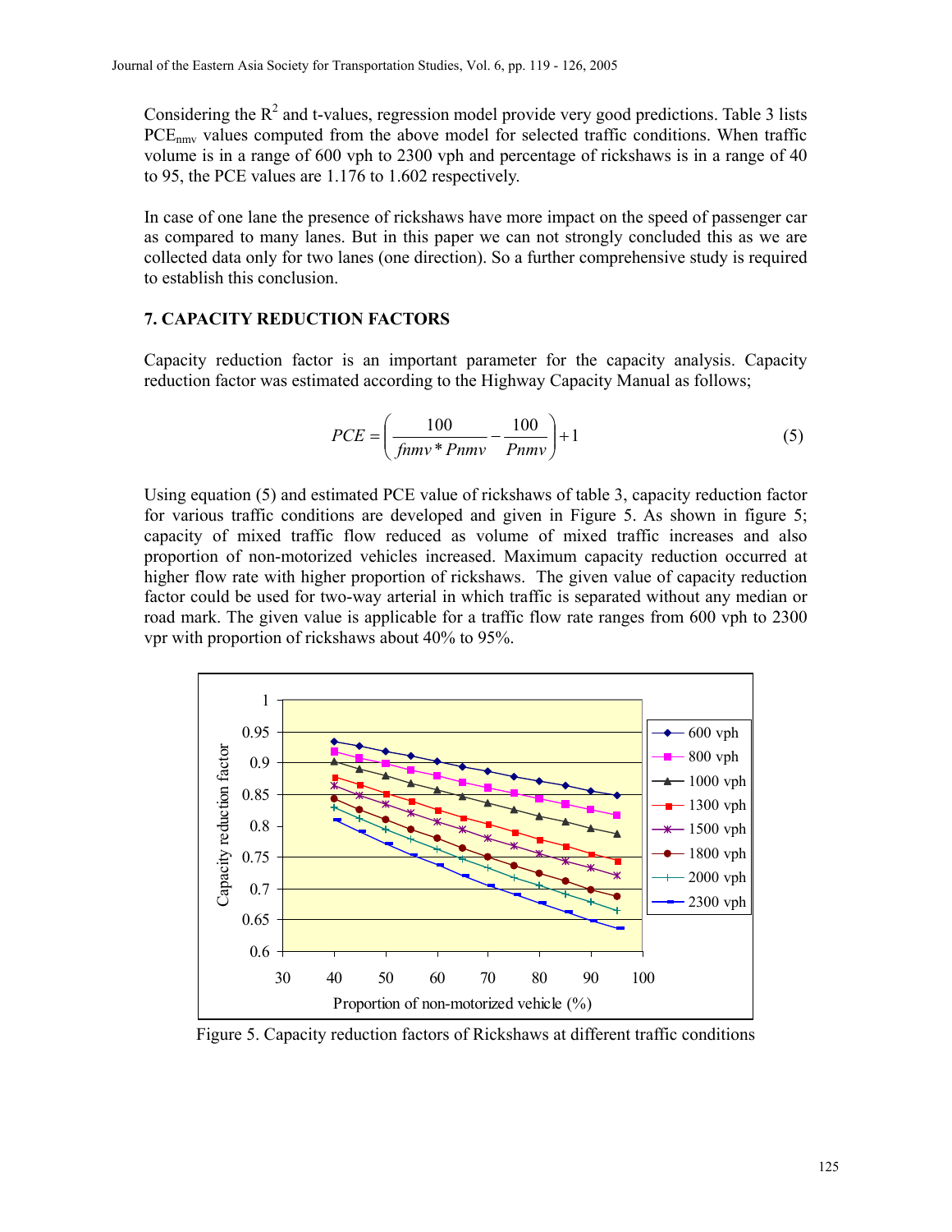Considering the $R^2$ and t-values, regression model provide very good predictions. Table 3 lists $PCE_{nmv}$ values computed from the above model for selected traffic conditions. When traffic volume is in a range of 600 vph to 2300 vph and percentage of rickshaws is in a range of 40 to 95, the PCE values are 1.176 to 1.602 respectively.

In case of one lane the presence of rickshaws have more impact on the speed of passenger car as compared to many lanes. But in this paper we can not strongly concluded this as we are collected data only for two lanes (one direction). So a further comprehensive study is required to establish this conclusion.

## 7. CAPACITY REDUCTION FACTORS

Capacity reduction factor is an important parameter for the capacity analysis. Capacity reduction factor was estimated according to the Highway Capacity Manual as follows;

$$PCE = \left( \frac{100}{fnmv * Pnmv} - \frac{100}{Pnmv} \right) + 1 \tag{5}$$

Using equation (5) and estimated PCE value of rickshaws of table 3, capacity reduction factor for various traffic conditions are developed and given in Figure 5. As shown in figure 5; capacity of mixed traffic flow reduced as volume of mixed traffic increases and also proportion of non-motorized vehicles increased. Maximum capacity reduction occurred at higher flow rate with higher proportion of rickshaws. The given value of capacity reduction factor could be used for two-way arterial in which traffic is separated without any median or road mark. The given value is applicable for a traffic flow rate ranges from 600 vph to 2300 vpr with proportion of rickshaws about 40% to 95%.

Figure 5. Capacity reduction factors of Rickshaws at different traffic conditions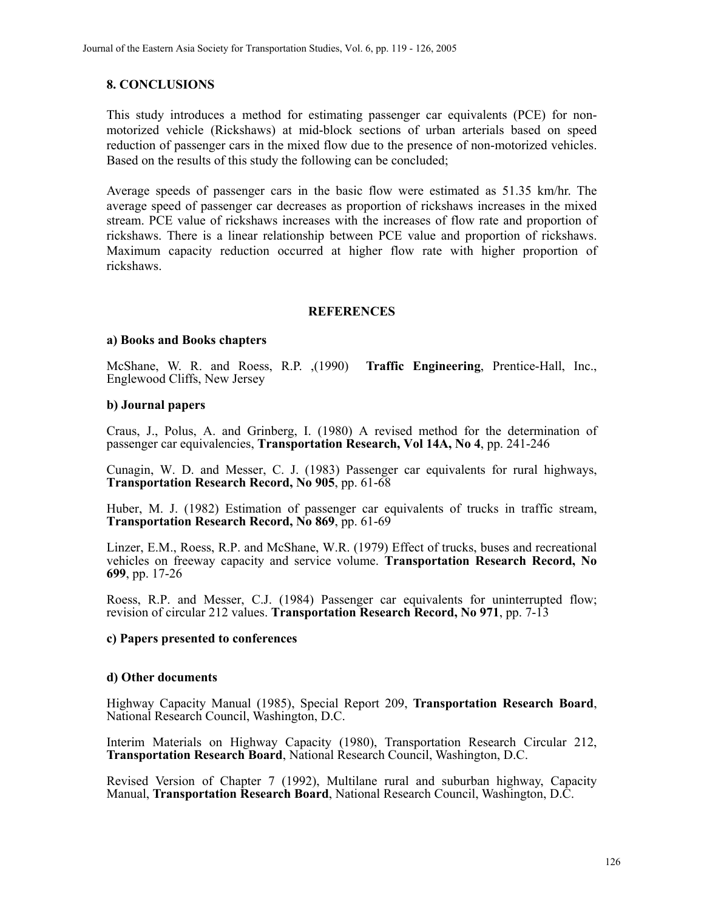## 8. CONCLUSIONS

This study introduces a method for estimating passenger car equivalents (PCE) for non-motorized vehicle (Rickshaws) at mid-block sections of urban arterials based on speed reduction of passenger cars in the mixed flow due to the presence of non-motorized vehicles. Based on the results of this study the following can be concluded;

Average speeds of passenger cars in the basic flow were estimated as 51.35 km/hr. The average speed of passenger car decreases as proportion of rickshaws increases in the mixed stream. PCE value of rickshaws increases with the increases of flow rate and proportion of rickshaws. There is a linear relationship between PCE value and proportion of rickshaws. Maximum capacity reduction occurred at higher flow rate with higher proportion of rickshaws.

## REFERENCES

### a) Books and Books chapters

McShane, W. R. and Roess, R.P. ,(1990) **Traffic Engineering**, Prentice-Hall, Inc., Englewood Cliffs, New Jersey

### b) Journal papers

Craus, J., Polus, A. and Grinberg, I. (1980) A revised method for the determination of passenger car equivalencies, **Transportation Research, Vol 14A, No 4**, pp. 241-246

Cunagin, W. D. and Messer, C. J. (1983) Passenger car equivalents for rural highways, **Transportation Research Record, No 905**, pp. 61-68

Huber, M. J. (1982) Estimation of passenger car equivalents of trucks in traffic stream, **Transportation Research Record, No 869**, pp. 61-69

Linzer, E.M., Roess, R.P. and McShane, W.R. (1979) Effect of trucks, buses and recreational vehicles on freeway capacity and service volume. **Transportation Research Record, No 699**, pp. 17-26

Roess, R.P. and Messer, C.J. (1984) Passenger car equivalents for uninterrupted flow; revision of circular 212 values. **Transportation Research Record, No 971**, pp. 7-13

### c) Papers presented to conferences

### d) Other documents

Highway Capacity Manual (1985), Special Report 209, **Transportation Research Board**, National Research Council, Washington, D.C.

Interim Materials on Highway Capacity (1980), Transportation Research Circular 212, **Transportation Research Board**, National Research Council, Washington, D.C.

Revised Version of Chapter 7 (1992), Multilane rural and suburban highway, Capacity Manual, **Transportation Research Board**, National Research Council, Washington, D.C.